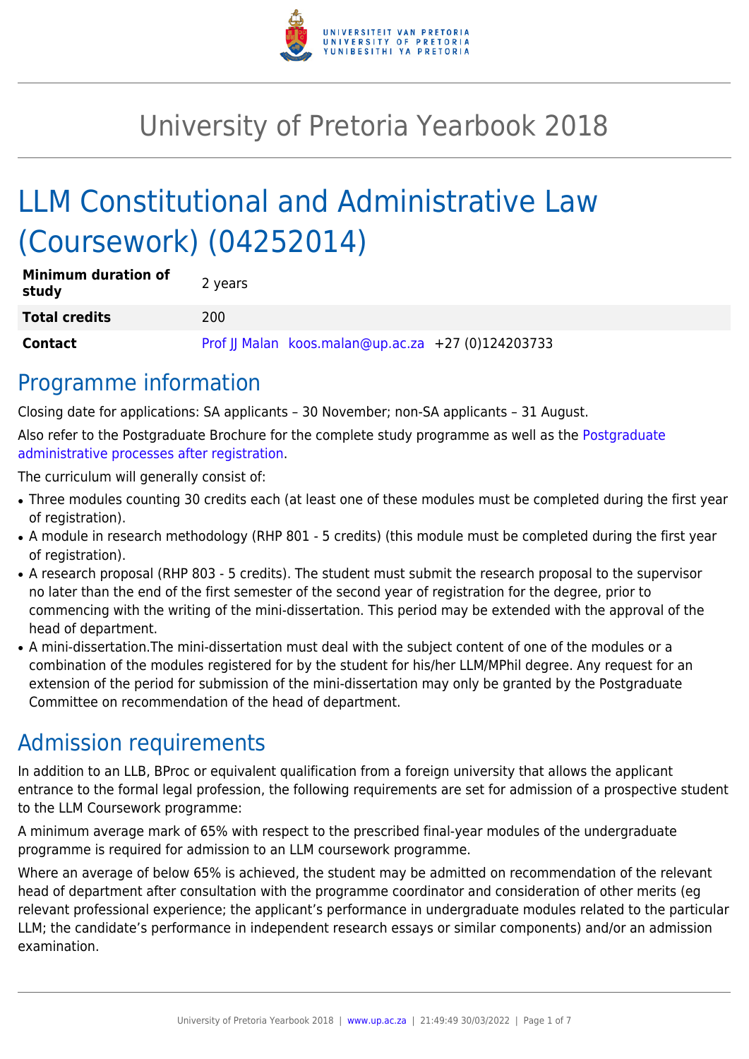# University of Pretoria Yearbook 2018

# LLM Constitutional and Administrative Law (Coursework) (04252014)

| | |
|---|---|
| **Minimum duration of study** | 2 years |
| **Total credits** | 200 |
| **Contact** | Prof JJ Malan koos.malan@up.ac.za +27 (0)124203733 |

## Programme information

Closing date for applications: SA applicants – 30 November; non-SA applicants – 31 August.

Also refer to the Postgraduate Brochure for the complete study programme as well as the Postgraduate administrative processes after registration.

The curriculum will generally consist of:

- Three modules counting 30 credits each (at least one of these modules must be completed during the first year of registration).
- A module in research methodology (RHP 801 - 5 credits) (this module must be completed during the first year of registration).
- A research proposal (RHP 803 - 5 credits). The student must submit the research proposal to the supervisor no later than the end of the first semester of the second year of registration for the degree, prior to commencing with the writing of the mini-dissertation. This period may be extended with the approval of the head of department.
- A mini-dissertation.The mini-dissertation must deal with the subject content of one of the modules or a combination of the modules registered for by the student for his/her LLM/MPhil degree. Any request for an extension of the period for submission of the mini-dissertation may only be granted by the Postgraduate Committee on recommendation of the head of department.

## Admission requirements

In addition to an LLB, BProc or equivalent qualification from a foreign university that allows the applicant entrance to the formal legal profession, the following requirements are set for admission of a prospective student to the LLM Coursework programme:

A minimum average mark of 65% with respect to the prescribed final-year modules of the undergraduate programme is required for admission to an LLM coursework programme.

Where an average of below 65% is achieved, the student may be admitted on recommendation of the relevant head of department after consultation with the programme coordinator and consideration of other merits (eg relevant professional experience; the applicant's performance in undergraduate modules related to the particular LLM; the candidate's performance in independent research essays or similar components) and/or an admission examination.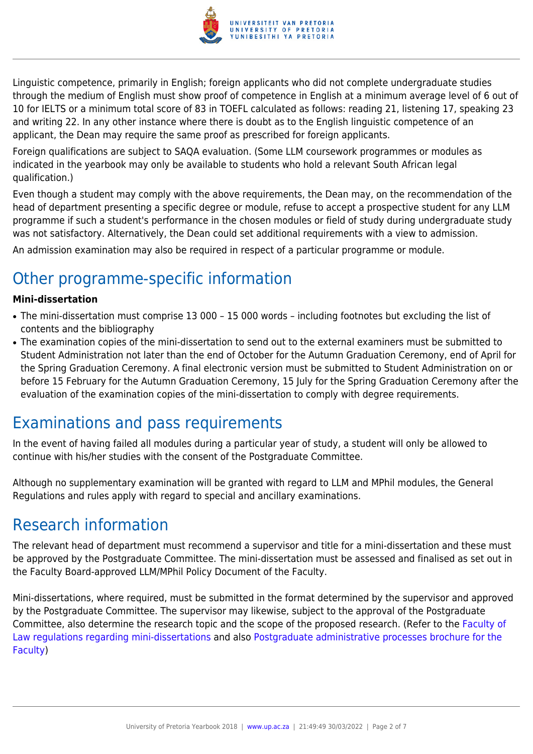Linguistic competence, primarily in English; foreign applicants who did not complete undergraduate studies through the medium of English must show proof of competence in English at a minimum average level of 6 out of 10 for IELTS or a minimum total score of 83 in TOEFL calculated as follows: reading 21, listening 17, speaking 23 and writing 22. In any other instance where there is doubt as to the English linguistic competence of an applicant, the Dean may require the same proof as prescribed for foreign applicants.

Foreign qualifications are subject to SAQA evaluation. (Some LLM coursework programmes or modules as indicated in the yearbook may only be available to students who hold a relevant South African legal qualification.)

Even though a student may comply with the above requirements, the Dean may, on the recommendation of the head of department presenting a specific degree or module, refuse to accept a prospective student for any LLM programme if such a student's performance in the chosen modules or field of study during undergraduate study was not satisfactory. Alternatively, the Dean could set additional requirements with a view to admission.

An admission examination may also be required in respect of a particular programme or module.

## Other programme-specific information

**Mini-dissertation**

- The mini-dissertation must comprise 13 000 – 15 000 words – including footnotes but excluding the list of contents and the bibliography
- The examination copies of the mini-dissertation to send out to the external examiners must be submitted to Student Administration not later than the end of October for the Autumn Graduation Ceremony, end of April for the Spring Graduation Ceremony. A final electronic version must be submitted to Student Administration on or before 15 February for the Autumn Graduation Ceremony, 15 July for the Spring Graduation Ceremony after the evaluation of the examination copies of the mini-dissertation to comply with degree requirements.

## Examinations and pass requirements

In the event of having failed all modules during a particular year of study, a student will only be allowed to continue with his/her studies with the consent of the Postgraduate Committee.

Although no supplementary examination will be granted with regard to LLM and MPhil modules, the General Regulations and rules apply with regard to special and ancillary examinations.

## Research information

The relevant head of department must recommend a supervisor and title for a mini-dissertation and these must be approved by the Postgraduate Committee. The mini-dissertation must be assessed and finalised as set out in the Faculty Board-approved LLM/MPhil Policy Document of the Faculty.

Mini-dissertations, where required, must be submitted in the format determined by the supervisor and approved by the Postgraduate Committee. The supervisor may likewise, subject to the approval of the Postgraduate Committee, also determine the research topic and the scope of the proposed research. (Refer to the Faculty of Law regulations regarding mini-dissertations and also Postgraduate administrative processes brochure for the Faculty)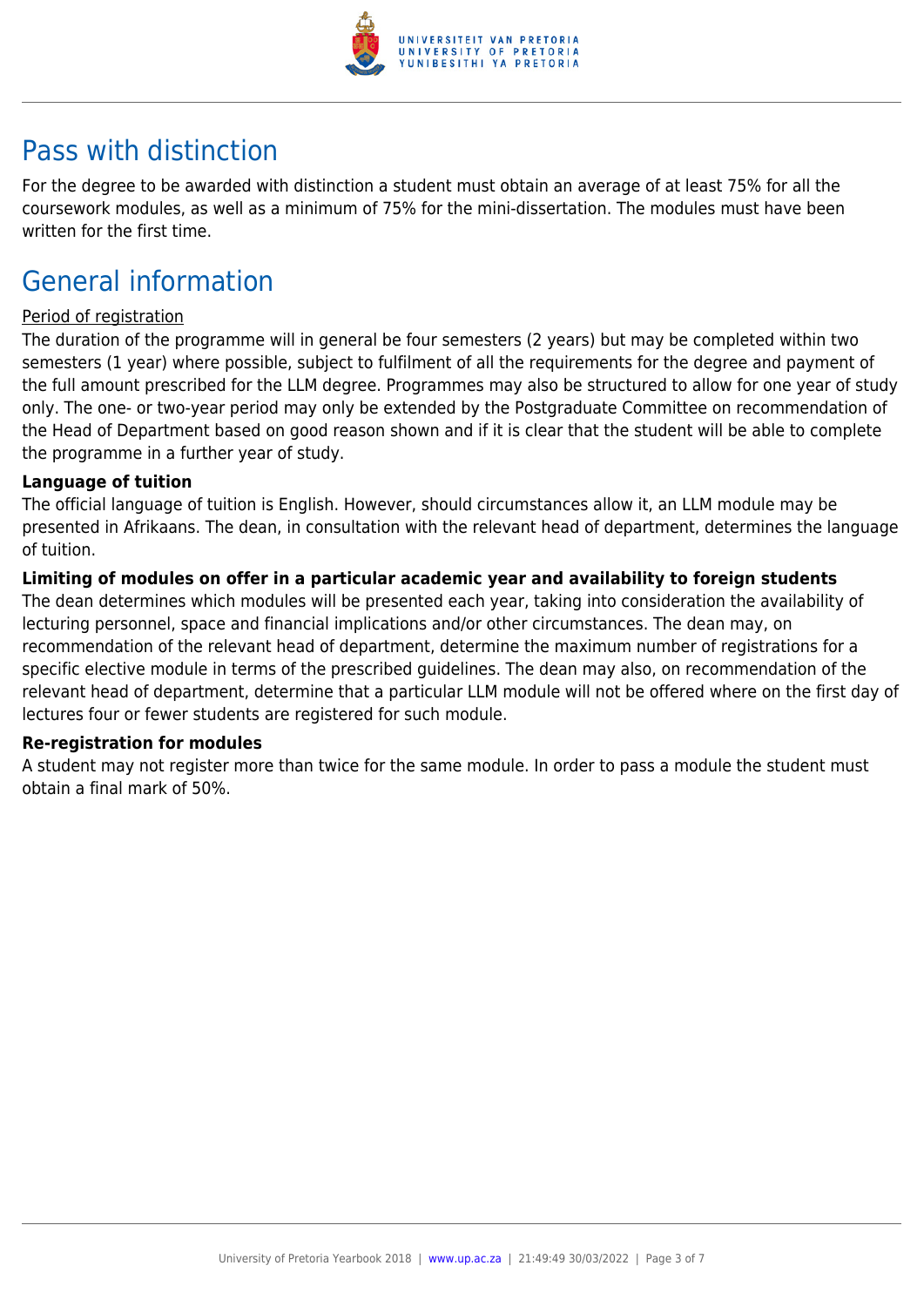## Pass with distinction

For the degree to be awarded with distinction a student must obtain an average of at least 75% for all the coursework modules, as well as a minimum of 75% for the mini-dissertation. The modules must have been written for the first time.

## General information

Period of registration

The duration of the programme will in general be four semesters (2 years) but may be completed within two semesters (1 year) where possible, subject to fulfilment of all the requirements for the degree and payment of the full amount prescribed for the LLM degree. Programmes may also be structured to allow for one year of study only. The one- or two-year period may only be extended by the Postgraduate Committee on recommendation of the Head of Department based on good reason shown and if it is clear that the student will be able to complete the programme in a further year of study.

**Language of tuition**

The official language of tuition is English. However, should circumstances allow it, an LLM module may be presented in Afrikaans. The dean, in consultation with the relevant head of department, determines the language of tuition.

**Limiting of modules on offer in a particular academic year and availability to foreign students**

The dean determines which modules will be presented each year, taking into consideration the availability of lecturing personnel, space and financial implications and/or other circumstances. The dean may, on recommendation of the relevant head of department, determine the maximum number of registrations for a specific elective module in terms of the prescribed guidelines. The dean may also, on recommendation of the relevant head of department, determine that a particular LLM module will not be offered where on the first day of lectures four or fewer students are registered for such module.

**Re-registration for modules**

A student may not register more than twice for the same module. In order to pass a module the student must obtain a final mark of 50%.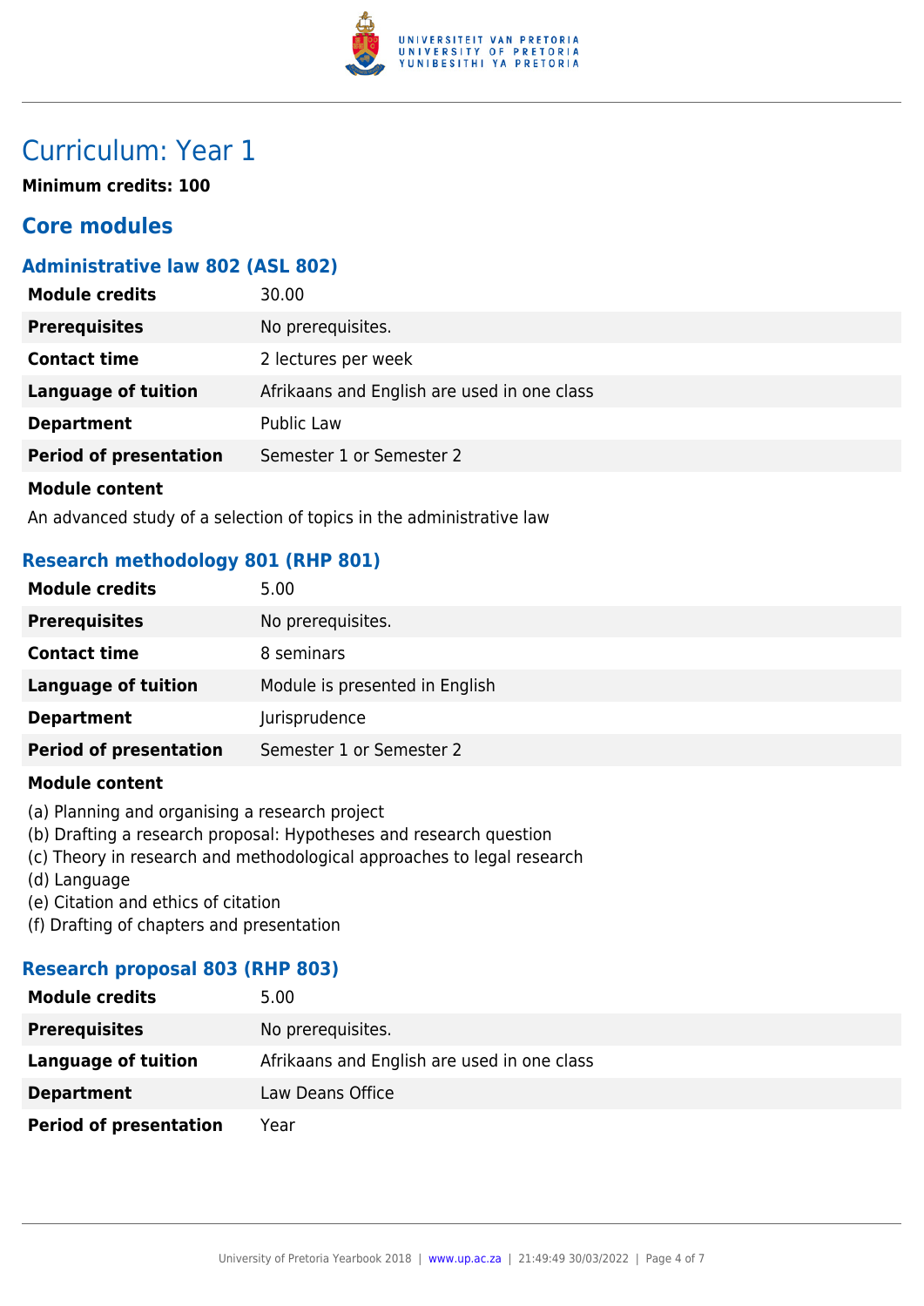# Curriculum: Year 1

**Minimum credits: 100**

## Core modules

### Administrative law 802 (ASL 802)

| | |
|---|---|
| **Module credits** | 30.00 |
| **Prerequisites** | No prerequisites. |
| **Contact time** | 2 lectures per week |
| **Language of tuition** | Afrikaans and English are used in one class |
| **Department** | Public Law |
| **Period of presentation** | Semester 1 or Semester 2 |

**Module content**

An advanced study of a selection of topics in the administrative law

### Research methodology 801 (RHP 801)

| | |
|---|---|
| **Module credits** | 5.00 |
| **Prerequisites** | No prerequisites. |
| **Contact time** | 8 seminars |
| **Language of tuition** | Module is presented in English |
| **Department** | Jurisprudence |
| **Period of presentation** | Semester 1 or Semester 2 |

**Module content**

(a) Planning and organising a research project
(b) Drafting a research proposal: Hypotheses and research question
(c) Theory in research and methodological approaches to legal research
(d) Language
(e) Citation and ethics of citation
(f) Drafting of chapters and presentation

### Research proposal 803 (RHP 803)

| | |
|---|---|
| **Module credits** | 5.00 |
| **Prerequisites** | No prerequisites. |
| **Language of tuition** | Afrikaans and English are used in one class |
| **Department** | Law Deans Office |
| **Period of presentation** | Year |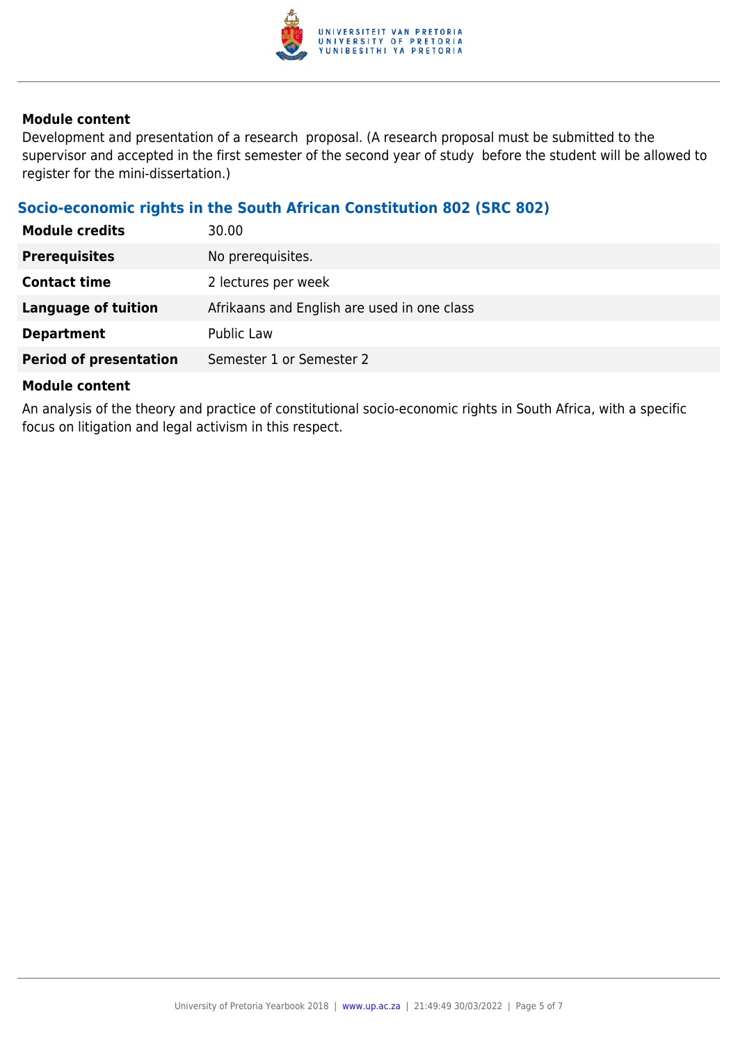#### Module content

Development and presentation of a research proposal. (A research proposal must be submitted to the supervisor and accepted in the first semester of the second year of study before the student will be allowed to register for the mini-dissertation.)

### Socio-economic rights in the South African Constitution 802 (SRC 802)

| | |
|---|---|
| **Module credits** | 30.00 |
| **Prerequisites** | No prerequisites. |
| **Contact time** | 2 lectures per week |
| **Language of tuition** | Afrikaans and English are used in one class |
| **Department** | Public Law |
| **Period of presentation** | Semester 1 or Semester 2 |

#### Module content

An analysis of the theory and practice of constitutional socio-economic rights in South Africa, with a specific focus on litigation and legal activism in this respect.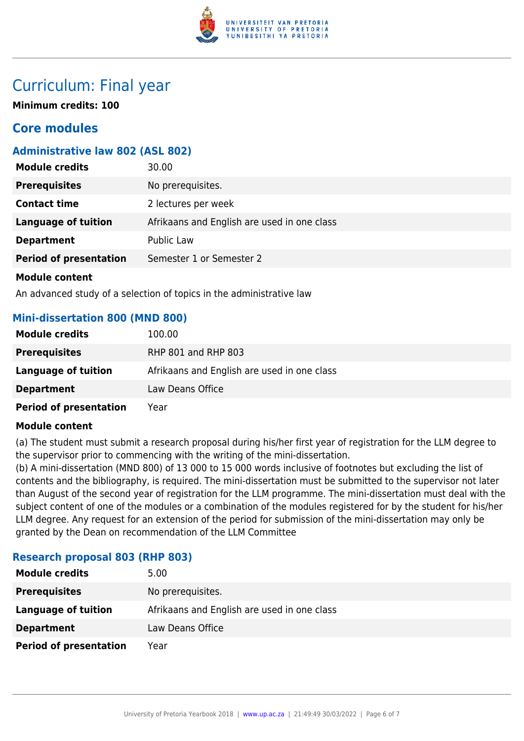# Curriculum: Final year

**Minimum credits: 100**

## Core modules

### Administrative law 802 (ASL 802)

| | |
|---|---|
| **Module credits** | 30.00 |
| **Prerequisites** | No prerequisites. |
| **Contact time** | 2 lectures per week |
| **Language of tuition** | Afrikaans and English are used in one class |
| **Department** | Public Law |
| **Period of presentation** | Semester 1 or Semester 2 |

**Module content**

An advanced study of a selection of topics in the administrative law

### Mini-dissertation 800 (MND 800)

| | |
|---|---|
| **Module credits** | 100.00 |
| **Prerequisites** | RHP 801 and RHP 803 |
| **Language of tuition** | Afrikaans and English are used in one class |
| **Department** | Law Deans Office |
| **Period of presentation** | Year |

**Module content**

(a) The student must submit a research proposal during his/her first year of registration for the LLM degree to the supervisor prior to commencing with the writing of the mini-dissertation.
(b) A mini-dissertation (MND 800) of 13 000 to 15 000 words inclusive of footnotes but excluding the list of contents and the bibliography, is required. The mini-dissertation must be submitted to the supervisor not later than August of the second year of registration for the LLM programme. The mini-dissertation must deal with the subject content of one of the modules or a combination of the modules registered for by the student for his/her LLM degree. Any request for an extension of the period for submission of the mini-dissertation may only be granted by the Dean on recommendation of the LLM Committee

### Research proposal 803 (RHP 803)

| | |
|---|---|
| **Module credits** | 5.00 |
| **Prerequisites** | No prerequisites. |
| **Language of tuition** | Afrikaans and English are used in one class |
| **Department** | Law Deans Office |
| **Period of presentation** | Year |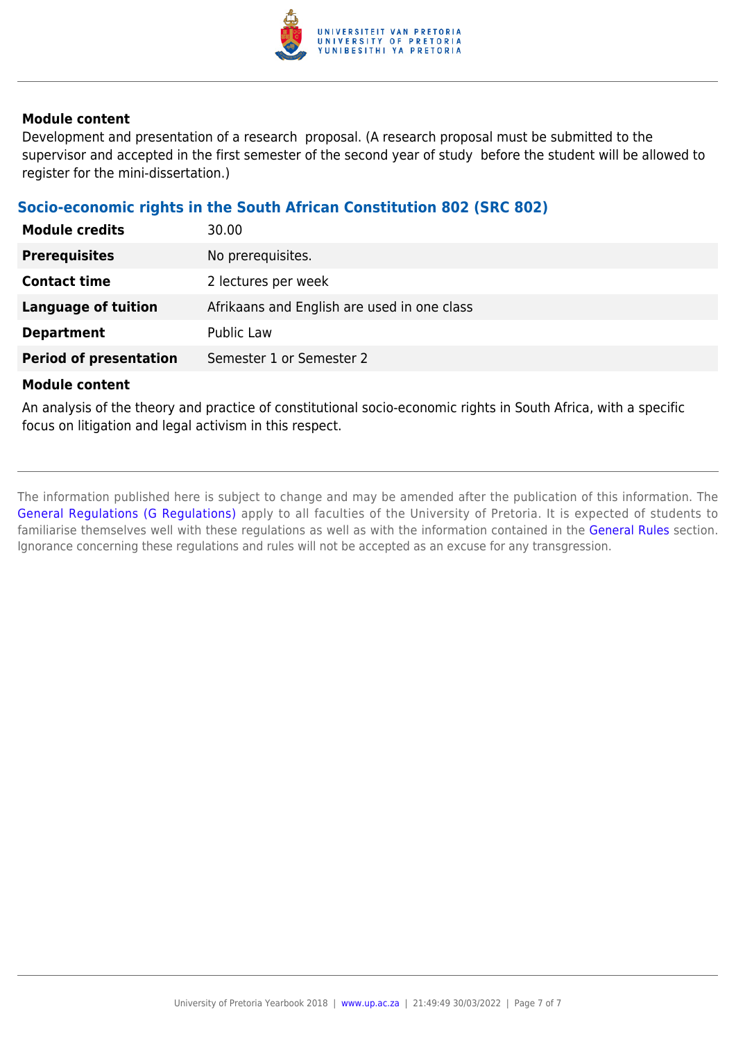**Module content**

Development and presentation of a research proposal. (A research proposal must be submitted to the supervisor and accepted in the first semester of the second year of study before the student will be allowed to register for the mini-dissertation.)

### Socio-economic rights in the South African Constitution 802 (SRC 802)

| | |
|---|---|
| **Module credits** | 30.00 |
| **Prerequisites** | No prerequisites. |
| **Contact time** | 2 lectures per week |
| **Language of tuition** | Afrikaans and English are used in one class |
| **Department** | Public Law |
| **Period of presentation** | Semester 1 or Semester 2 |

**Module content**

An analysis of the theory and practice of constitutional socio-economic rights in South Africa, with a specific focus on litigation and legal activism in this respect.

The information published here is subject to change and may be amended after the publication of this information. The General Regulations (G Regulations) apply to all faculties of the University of Pretoria. It is expected of students to familiarise themselves well with these regulations as well as with the information contained in the General Rules section. Ignorance concerning these regulations and rules will not be accepted as an excuse for any transgression.